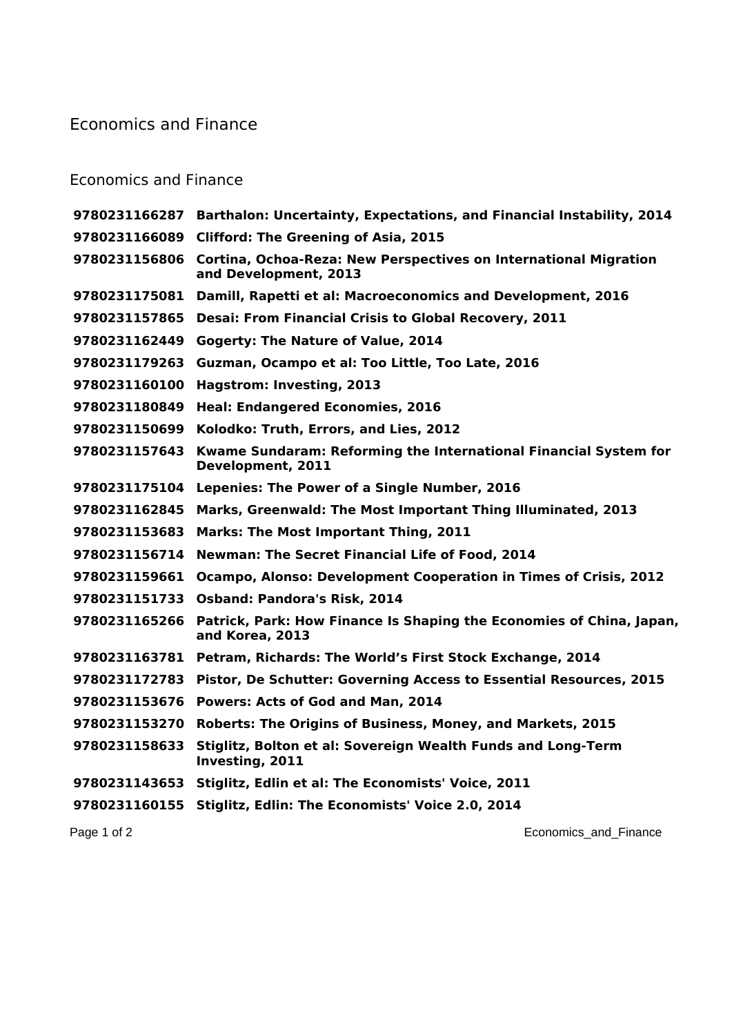# Economics and Finance

## Economics and Finance

| | |
|---|---|
| **9780231166287** | **Barthalon: Uncertainty, Expectations, and Financial Instability, 2014** |
| **9780231166089** | **Clifford: The Greening of Asia, 2015** |
| **9780231156806** | **Cortina, Ochoa-Reza: New Perspectives on International Migration and Development, 2013** |
| **9780231175081** | **Damill, Rapetti et al: Macroeconomics and Development, 2016** |
| **9780231157865** | **Desai: From Financial Crisis to Global Recovery, 2011** |
| **9780231162449** | **Gogerty: The Nature of Value, 2014** |
| **9780231179263** | **Guzman, Ocampo et al: Too Little, Too Late, 2016** |
| **9780231160100** | **Hagstrom: Investing, 2013** |
| **9780231180849** | **Heal: Endangered Economies, 2016** |
| **9780231150699** | **Kolodko: Truth, Errors, and Lies, 2012** |
| **9780231157643** | **Kwame Sundaram: Reforming the International Financial System for Development, 2011** |
| **9780231175104** | **Lepenies: The Power of a Single Number, 2016** |
| **9780231162845** | **Marks, Greenwald: The Most Important Thing Illuminated, 2013** |
| **9780231153683** | **Marks: The Most Important Thing, 2011** |
| **9780231156714** | **Newman: The Secret Financial Life of Food, 2014** |
| **9780231159661** | **Ocampo, Alonso: Development Cooperation in Times of Crisis, 2012** |
| **9780231151733** | **Osband: Pandora's Risk, 2014** |
| **9780231165266** | **Patrick, Park: How Finance Is Shaping the Economies of China, Japan, and Korea, 2013** |
| **9780231163781** | **Petram, Richards: The World's First Stock Exchange, 2014** |
| **9780231172783** | **Pistor, De Schutter: Governing Access to Essential Resources, 2015** |
| **9780231153676** | **Powers: Acts of God and Man, 2014** |
| **9780231153270** | **Roberts: The Origins of Business, Money, and Markets, 2015** |
| **9780231158633** | **Stiglitz, Bolton et al: Sovereign Wealth Funds and Long-Term Investing, 2011** |
| **9780231143653** | **Stiglitz, Edlin et al: The Economists' Voice, 2011** |
| **9780231160155** | **Stiglitz, Edlin: The Economists' Voice 2.0, 2014** |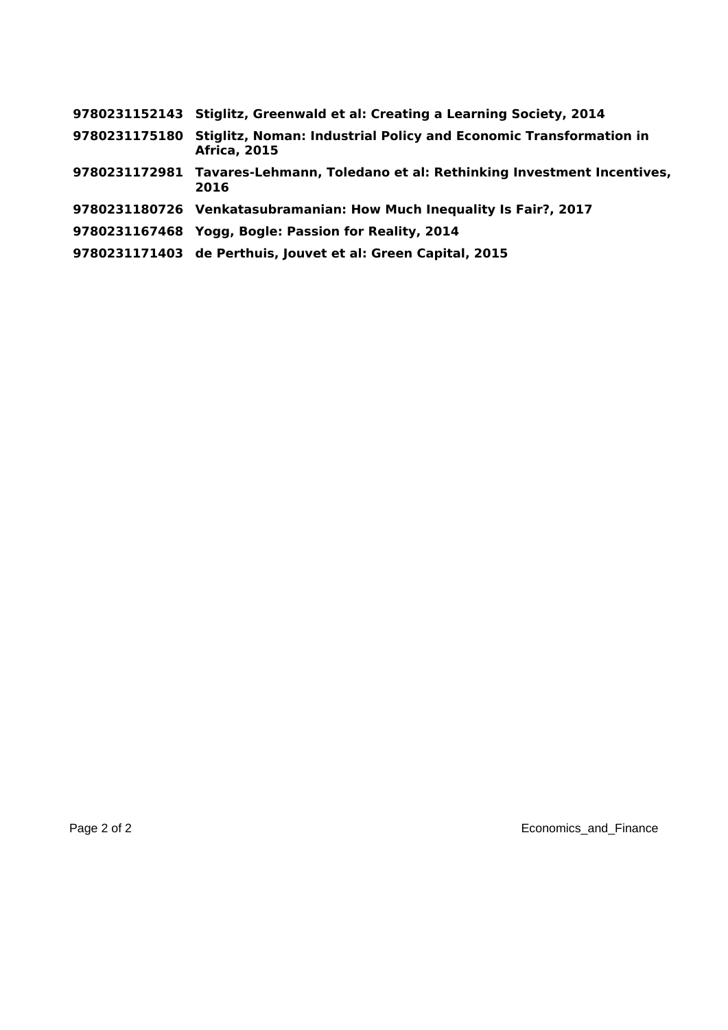**9780231152143 Stiglitz, Greenwald et al: Creating a Learning Society, 2014**

**9780231175180 Stiglitz, Noman: Industrial Policy and Economic Transformation in Africa, 2015**

**9780231172981 Tavares-Lehmann, Toledano et al: Rethinking Investment Incentives, 2016**

**9780231180726 Venkatasubramanian: How Much Inequality Is Fair?, 2017**

**9780231167468 Yogg, Bogle: Passion for Reality, 2014**

**9780231171403 de Perthuis, Jouvet et al: Green Capital, 2015**